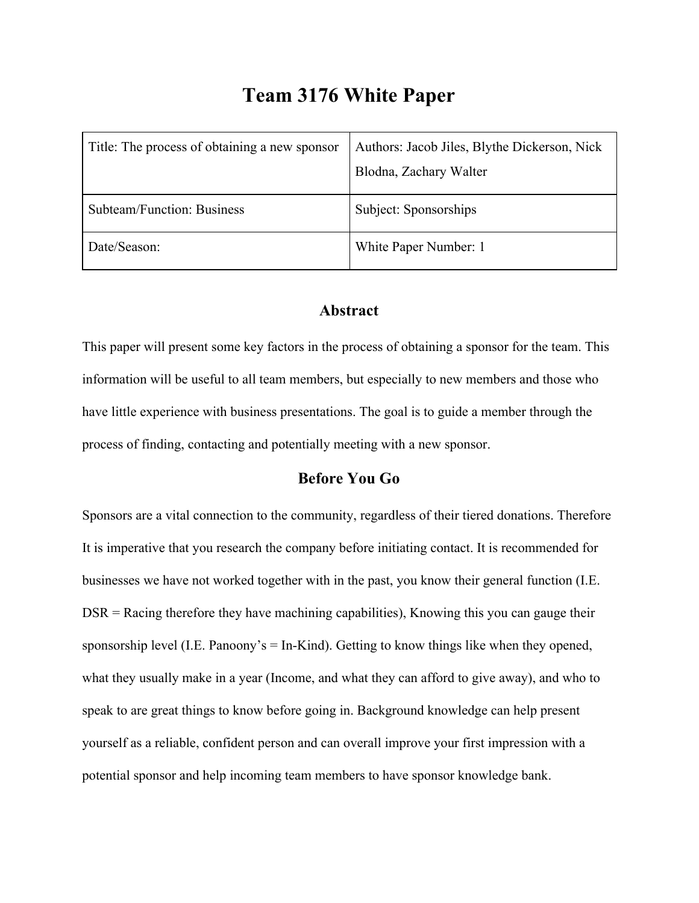# Team 3176 White Paper

| Title: The process of obtaining a new sponsor | Authors: Jacob Jiles, Blythe Dickerson, Nick Blodna, Zachary Walter |
|---|---|
| Subteam/Function: Business | Subject: Sponsorships |
| Date/Season: | White Paper Number: 1 |

## Abstract

This paper will present some key factors in the process of obtaining a sponsor for the team. This information will be useful to all team members, but especially to new members and those who have little experience with business presentations. The goal is to guide a member through the process of finding, contacting and potentially meeting with a new sponsor.

## Before You Go

Sponsors are a vital connection to the community, regardless of their tiered donations. Therefore It is imperative that you research the company before initiating contact. It is recommended for businesses we have not worked together with in the past, you know their general function (I.E. DSR = Racing therefore they have machining capabilities), Knowing this you can gauge their sponsorship level (I.E. Panoony's = In-Kind). Getting to know things like when they opened, what they usually make in a year (Income, and what they can afford to give away), and who to speak to are great things to know before going in. Background knowledge can help present yourself as a reliable, confident person and can overall improve your first impression with a potential sponsor and help incoming team members to have sponsor knowledge bank.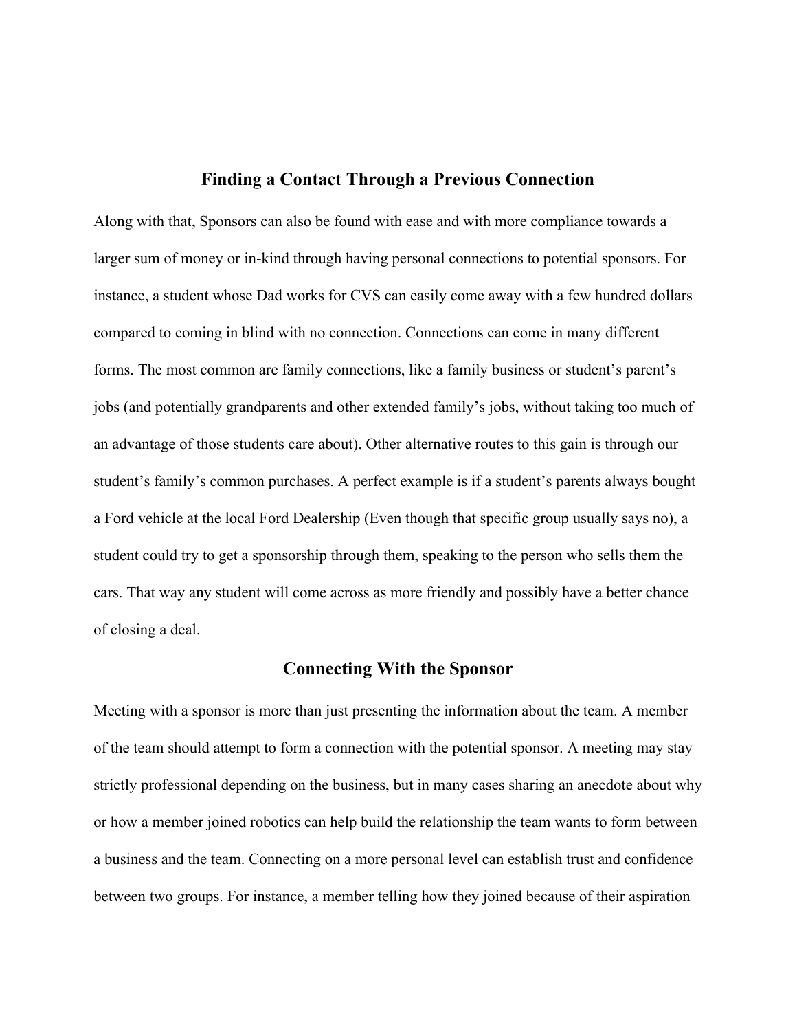## Finding a Contact Through a Previous Connection

Along with that, Sponsors can also be found with ease and with more compliance towards a larger sum of money or in-kind through having personal connections to potential sponsors. For instance, a student whose Dad works for CVS can easily come away with a few hundred dollars compared to coming in blind with no connection. Connections can come in many different forms. The most common are family connections, like a family business or student's parent's jobs (and potentially grandparents and other extended family's jobs, without taking too much of an advantage of those students care about). Other alternative routes to this gain is through our student's family's common purchases. A perfect example is if a student's parents always bought a Ford vehicle at the local Ford Dealership (Even though that specific group usually says no), a student could try to get a sponsorship through them, speaking to the person who sells them the cars. That way any student will come across as more friendly and possibly have a better chance of closing a deal.

## Connecting With the Sponsor

Meeting with a sponsor is more than just presenting the information about the team. A member of the team should attempt to form a connection with the potential sponsor. A meeting may stay strictly professional depending on the business, but in many cases sharing an anecdote about why or how a member joined robotics can help build the relationship the team wants to form between a business and the team. Connecting on a more personal level can establish trust and confidence between two groups. For instance, a member telling how they joined because of their aspiration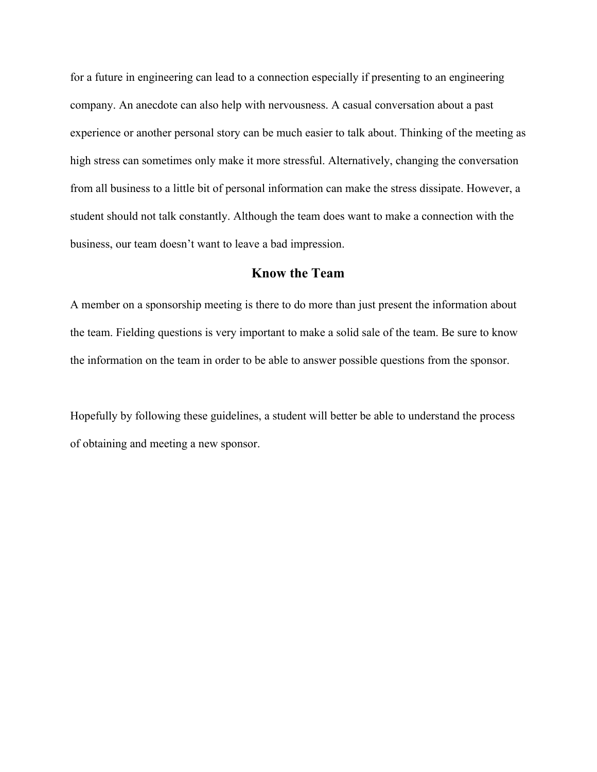for a future in engineering can lead to a connection especially if presenting to an engineering company. An anecdote can also help with nervousness. A casual conversation about a past experience or another personal story can be much easier to talk about. Thinking of the meeting as high stress can sometimes only make it more stressful. Alternatively, changing the conversation from all business to a little bit of personal information can make the stress dissipate. However, a student should not talk constantly. Although the team does want to make a connection with the business, our team doesn't want to leave a bad impression.

## Know the Team

A member on a sponsorship meeting is there to do more than just present the information about the team. Fielding questions is very important to make a solid sale of the team. Be sure to know the information on the team in order to be able to answer possible questions from the sponsor.

Hopefully by following these guidelines, a student will better be able to understand the process of obtaining and meeting a new sponsor.